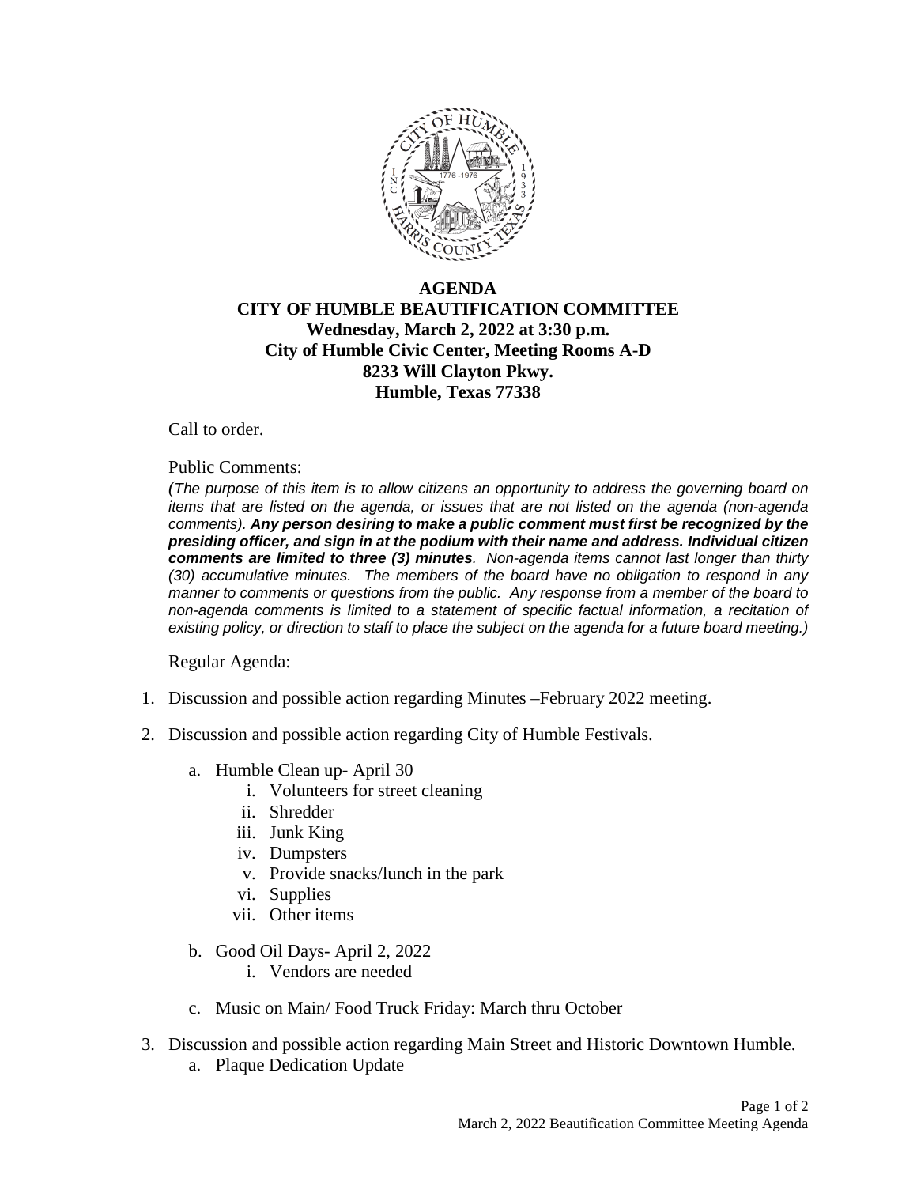# AGENDA
## CITY OF HUMBLE BEAUTIFICATION COMMITTEE
**Wednesday, March 2, 2022 at 3:30 p.m.**
**City of Humble Civic Center, Meeting Rooms A-D**
**8233 Will Clayton Pkwy.**
**Humble, Texas 77338**

Call to order.

Public Comments:

*(The purpose of this item is to allow citizens an opportunity to address the governing board on items that are listed on the agenda, or issues that are not listed on the agenda (non-agenda comments).* ***Any person desiring to make a public comment must first be recognized by the presiding officer, and sign in at the podium with their name and address. Individual citizen comments are limited to three (3) minutes****. Non-agenda items cannot last longer than thirty (30) accumulative minutes. The members of the board have no obligation to respond in any manner to comments or questions from the public. Any response from a member of the board to non-agenda comments is limited to a statement of specific factual information, a recitation of existing policy, or direction to staff to place the subject on the agenda for a future board meeting.)*

Regular Agenda:

1. Discussion and possible action regarding Minutes –February 2022 meeting.
2. Discussion and possible action regarding City of Humble Festivals.
   a. Humble Clean up- April 30
      i. Volunteers for street cleaning
      ii. Shredder
      iii. Junk King
      iv. Dumpsters
      v. Provide snacks/lunch in the park
      vi. Supplies
      vii. Other items
   b. Good Oil Days- April 2, 2022
      i. Vendors are needed
   c. Music on Main/ Food Truck Friday: March thru October
3. Discussion and possible action regarding Main Street and Historic Downtown Humble.
   a. Plaque Dedication Update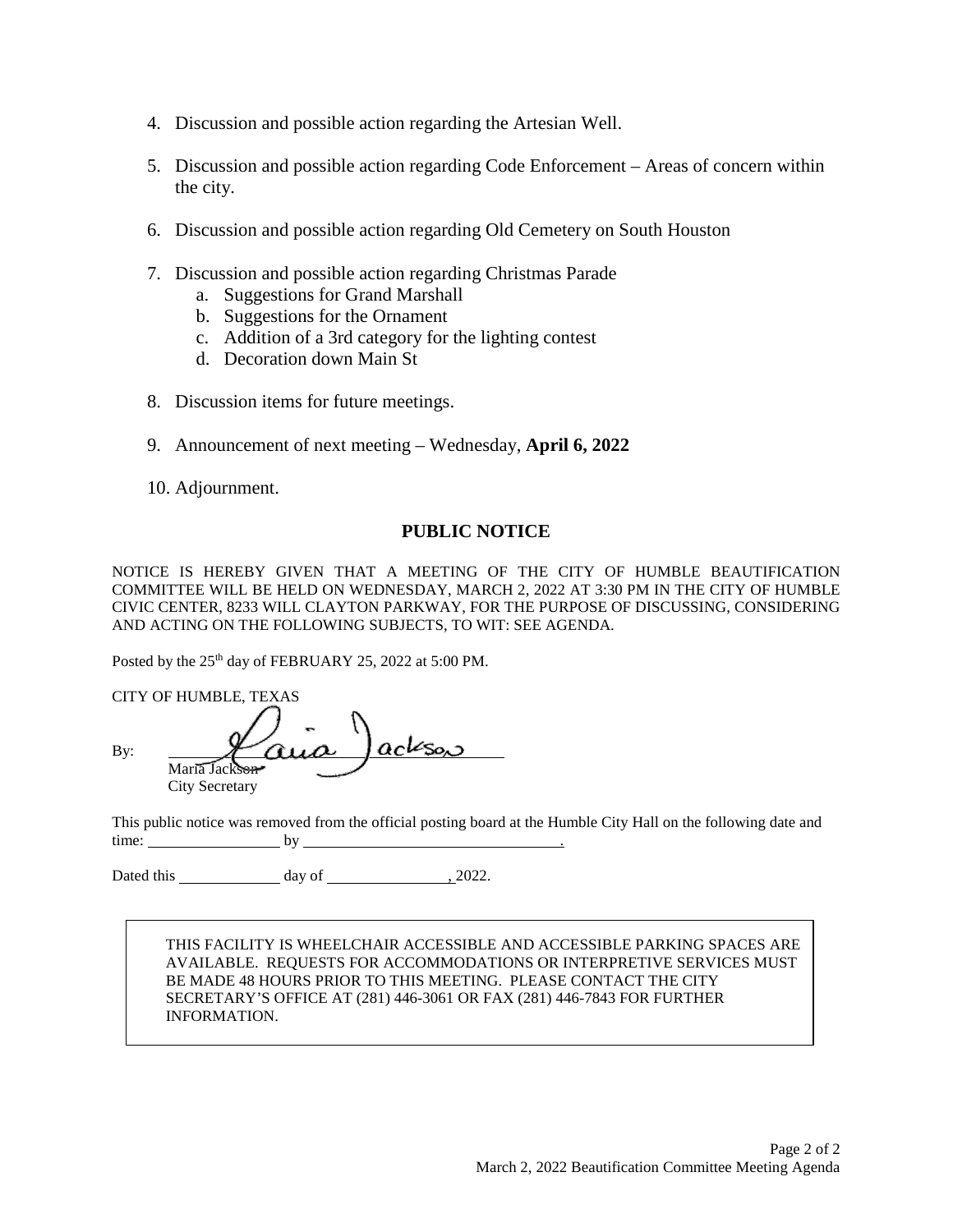4. Discussion and possible action regarding the Artesian Well.

5. Discussion and possible action regarding Code Enforcement – Areas of concern within the city.

6. Discussion and possible action regarding Old Cemetery on South Houston

7. Discussion and possible action regarding Christmas Parade
   a. Suggestions for Grand Marshall
   b. Suggestions for the Ornament
   c. Addition of a 3rd category for the lighting contest
   d. Decoration down Main St

8. Discussion items for future meetings.

9. Announcement of next meeting – Wednesday, **April 6, 2022**

10. Adjournment.

## PUBLIC NOTICE

NOTICE IS HEREBY GIVEN THAT A MEETING OF THE CITY OF HUMBLE BEAUTIFICATION COMMITTEE WILL BE HELD ON WEDNESDAY, MARCH 2, 2022 AT 3:30 PM IN THE CITY OF HUMBLE CIVIC CENTER, 8233 WILL CLAYTON PARKWAY, FOR THE PURPOSE OF DISCUSSING, CONSIDERING AND ACTING ON THE FOLLOWING SUBJECTS, TO WIT: SEE AGENDA.

Posted by the 25th day of FEBRUARY 25, 2022 at 5:00 PM.

CITY OF HUMBLE, TEXAS

By: Maria Jackson
Maria Jackson
City Secretary

This public notice was removed from the official posting board at the Humble City Hall on the following date and time: ________________ by ________________________________.

Dated this ____________ day of ______________, 2022.

THIS FACILITY IS WHEELCHAIR ACCESSIBLE AND ACCESSIBLE PARKING SPACES ARE AVAILABLE. REQUESTS FOR ACCOMMODATIONS OR INTERPRETIVE SERVICES MUST BE MADE 48 HOURS PRIOR TO THIS MEETING. PLEASE CONTACT THE CITY SECRETARY'S OFFICE AT (281) 446-3061 OR FAX (281) 446-7843 FOR FURTHER INFORMATION.